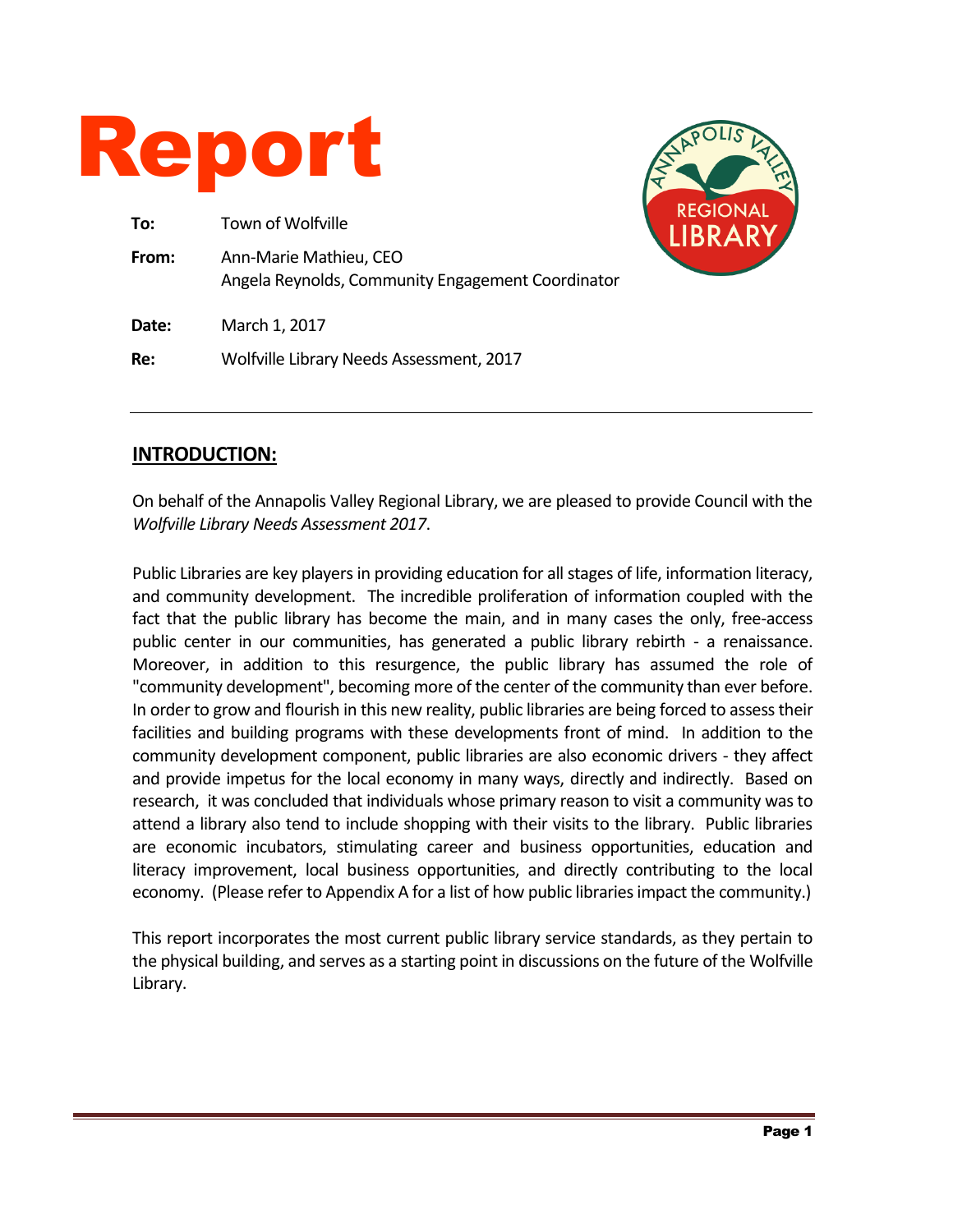# Report

**To:** Town of Wolfville

**From:** Ann-Marie Mathieu, CEO
Angela Reynolds, Community Engagement Coordinator

**Date:** March 1, 2017

**Re:** Wolfville Library Needs Assessment, 2017

---

## INTRODUCTION:

On behalf of the Annapolis Valley Regional Library, we are pleased to provide Council with the *Wolfville Library Needs Assessment 2017*.

Public Libraries are key players in providing education for all stages of life, information literacy, and community development. The incredible proliferation of information coupled with the fact that the public library has become the main, and in many cases the only, free-access public center in our communities, has generated a public library rebirth - a renaissance. Moreover, in addition to this resurgence, the public library has assumed the role of "community development", becoming more of the center of the community than ever before. In order to grow and flourish in this new reality, public libraries are being forced to assess their facilities and building programs with these developments front of mind. In addition to the community development component, public libraries are also economic drivers - they affect and provide impetus for the local economy in many ways, directly and indirectly. Based on research, it was concluded that individuals whose primary reason to visit a community was to attend a library also tend to include shopping with their visits to the library. Public libraries are economic incubators, stimulating career and business opportunities, education and literacy improvement, local business opportunities, and directly contributing to the local economy. (Please refer to Appendix A for a list of how public libraries impact the community.)

This report incorporates the most current public library service standards, as they pertain to the physical building, and serves as a starting point in discussions on the future of the Wolfville Library.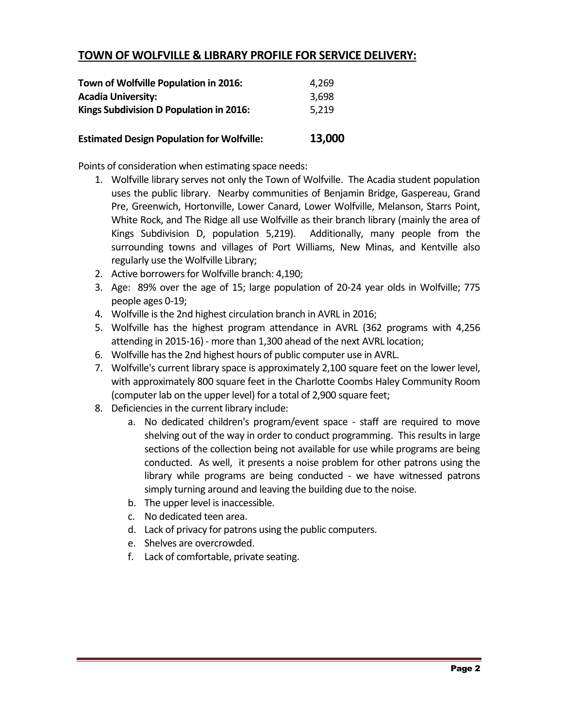## TOWN OF WOLFVILLE & LIBRARY PROFILE FOR SERVICE DELIVERY:

| | |
|---|---|
| **Town of Wolfville Population in 2016:** | 4,269 |
| **Acadia University:** | 3,698 |
| **Kings Subdivision D Population in 2016:** | 5,219 |
| **Estimated Design Population for Wolfville:** | **13,000** |

Points of consideration when estimating space needs:

1. Wolfville library serves not only the Town of Wolfville. The Acadia student population uses the public library. Nearby communities of Benjamin Bridge, Gaspereau, Grand Pre, Greenwich, Hortonville, Lower Canard, Lower Wolfville, Melanson, Starrs Point, White Rock, and The Ridge all use Wolfville as their branch library (mainly the area of Kings Subdivision D, population 5,219). Additionally, many people from the surrounding towns and villages of Port Williams, New Minas, and Kentville also regularly use the Wolfville Library;
2. Active borrowers for Wolfville branch: 4,190;
3. Age: 89% over the age of 15; large population of 20-24 year olds in Wolfville; 775 people ages 0-19;
4. Wolfville is the 2nd highest circulation branch in AVRL in 2016;
5. Wolfville has the highest program attendance in AVRL (362 programs with 4,256 attending in 2015-16) - more than 1,300 ahead of the next AVRL location;
6. Wolfville has the 2nd highest hours of public computer use in AVRL.
7. Wolfville's current library space is approximately 2,100 square feet on the lower level, with approximately 800 square feet in the Charlotte Coombs Haley Community Room (computer lab on the upper level) for a total of 2,900 square feet;
8. Deficiencies in the current library include:
   a. No dedicated children's program/event space - staff are required to move shelving out of the way in order to conduct programming. This results in large sections of the collection being not available for use while programs are being conducted. As well, it presents a noise problem for other patrons using the library while programs are being conducted - we have witnessed patrons simply turning around and leaving the building due to the noise.
   b. The upper level is inaccessible.
   c. No dedicated teen area.
   d. Lack of privacy for patrons using the public computers.
   e. Shelves are overcrowded.
   f. Lack of comfortable, private seating.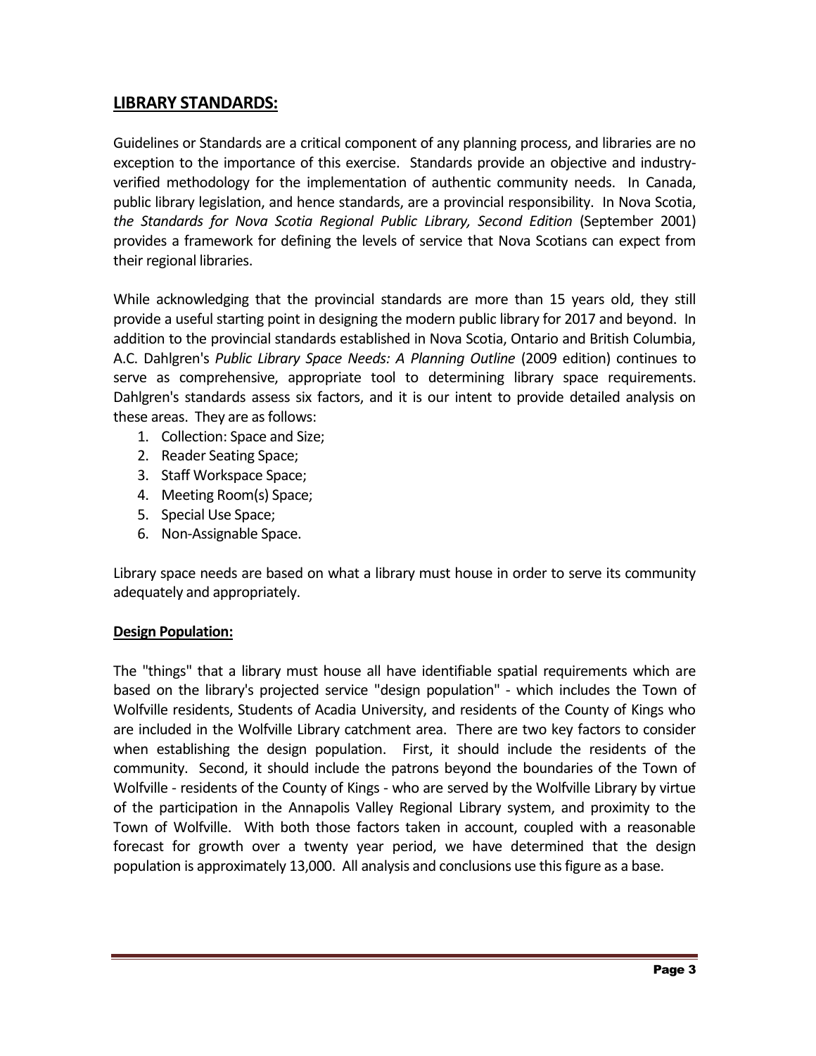## LIBRARY STANDARDS:

Guidelines or Standards are a critical component of any planning process, and libraries are no exception to the importance of this exercise. Standards provide an objective and industry-verified methodology for the implementation of authentic community needs. In Canada, public library legislation, and hence standards, are a provincial responsibility. In Nova Scotia, *the Standards for Nova Scotia Regional Public Library, Second Edition* (September 2001) provides a framework for defining the levels of service that Nova Scotians can expect from their regional libraries.

While acknowledging that the provincial standards are more than 15 years old, they still provide a useful starting point in designing the modern public library for 2017 and beyond. In addition to the provincial standards established in Nova Scotia, Ontario and British Columbia, A.C. Dahlgren's *Public Library Space Needs: A Planning Outline* (2009 edition) continues to serve as comprehensive, appropriate tool to determining library space requirements. Dahlgren's standards assess six factors, and it is our intent to provide detailed analysis on these areas. They are as follows:

1. Collection: Space and Size;
2. Reader Seating Space;
3. Staff Workspace Space;
4. Meeting Room(s) Space;
5. Special Use Space;
6. Non-Assignable Space.

Library space needs are based on what a library must house in order to serve its community adequately and appropriately.

### Design Population:

The "things" that a library must house all have identifiable spatial requirements which are based on the library's projected service "design population" - which includes the Town of Wolfville residents, Students of Acadia University, and residents of the County of Kings who are included in the Wolfville Library catchment area. There are two key factors to consider when establishing the design population. First, it should include the residents of the community. Second, it should include the patrons beyond the boundaries of the Town of Wolfville - residents of the County of Kings - who are served by the Wolfville Library by virtue of the participation in the Annapolis Valley Regional Library system, and proximity to the Town of Wolfville. With both those factors taken in account, coupled with a reasonable forecast for growth over a twenty year period, we have determined that the design population is approximately 13,000. All analysis and conclusions use this figure as a base.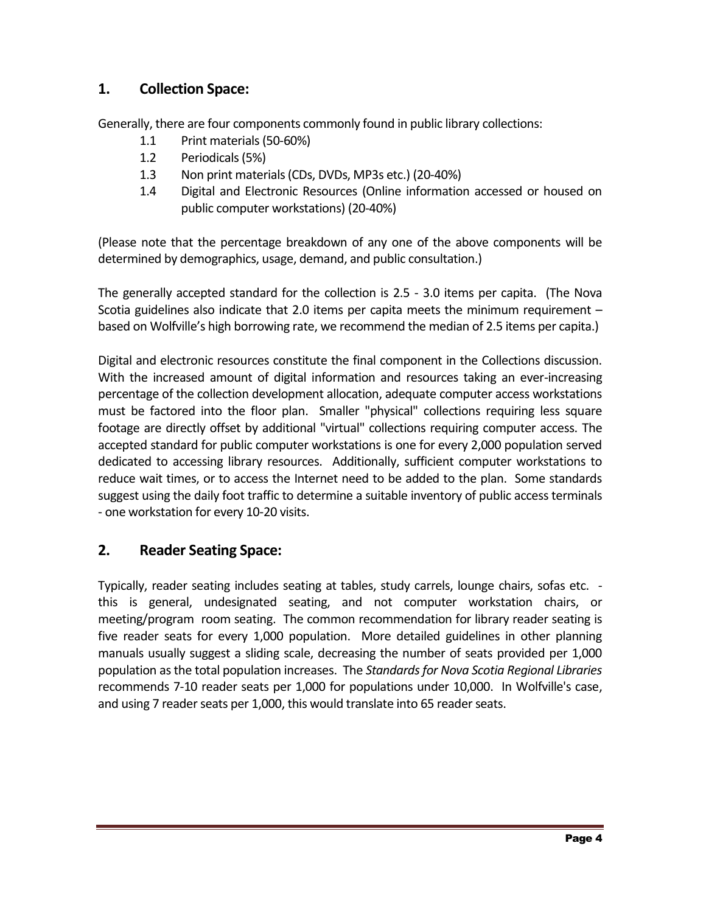## 1. Collection Space:

Generally, there are four components commonly found in public library collections:

1.1 Print materials (50-60%)
1.2 Periodicals (5%)
1.3 Non print materials (CDs, DVDs, MP3s etc.) (20-40%)
1.4 Digital and Electronic Resources (Online information accessed or housed on public computer workstations) (20-40%)

(Please note that the percentage breakdown of any one of the above components will be determined by demographics, usage, demand, and public consultation.)

The generally accepted standard for the collection is 2.5 - 3.0 items per capita. (The Nova Scotia guidelines also indicate that 2.0 items per capita meets the minimum requirement – based on Wolfville's high borrowing rate, we recommend the median of 2.5 items per capita.)

Digital and electronic resources constitute the final component in the Collections discussion. With the increased amount of digital information and resources taking an ever-increasing percentage of the collection development allocation, adequate computer access workstations must be factored into the floor plan. Smaller "physical" collections requiring less square footage are directly offset by additional "virtual" collections requiring computer access. The accepted standard for public computer workstations is one for every 2,000 population served dedicated to accessing library resources. Additionally, sufficient computer workstations to reduce wait times, or to access the Internet need to be added to the plan. Some standards suggest using the daily foot traffic to determine a suitable inventory of public access terminals - one workstation for every 10-20 visits.

## 2. Reader Seating Space:

Typically, reader seating includes seating at tables, study carrels, lounge chairs, sofas etc. - this is general, undesignated seating, and not computer workstation chairs, or meeting/program room seating. The common recommendation for library reader seating is five reader seats for every 1,000 population. More detailed guidelines in other planning manuals usually suggest a sliding scale, decreasing the number of seats provided per 1,000 population as the total population increases. The *Standards for Nova Scotia Regional Libraries* recommends 7-10 reader seats per 1,000 for populations under 10,000. In Wolfville's case, and using 7 reader seats per 1,000, this would translate into 65 reader seats.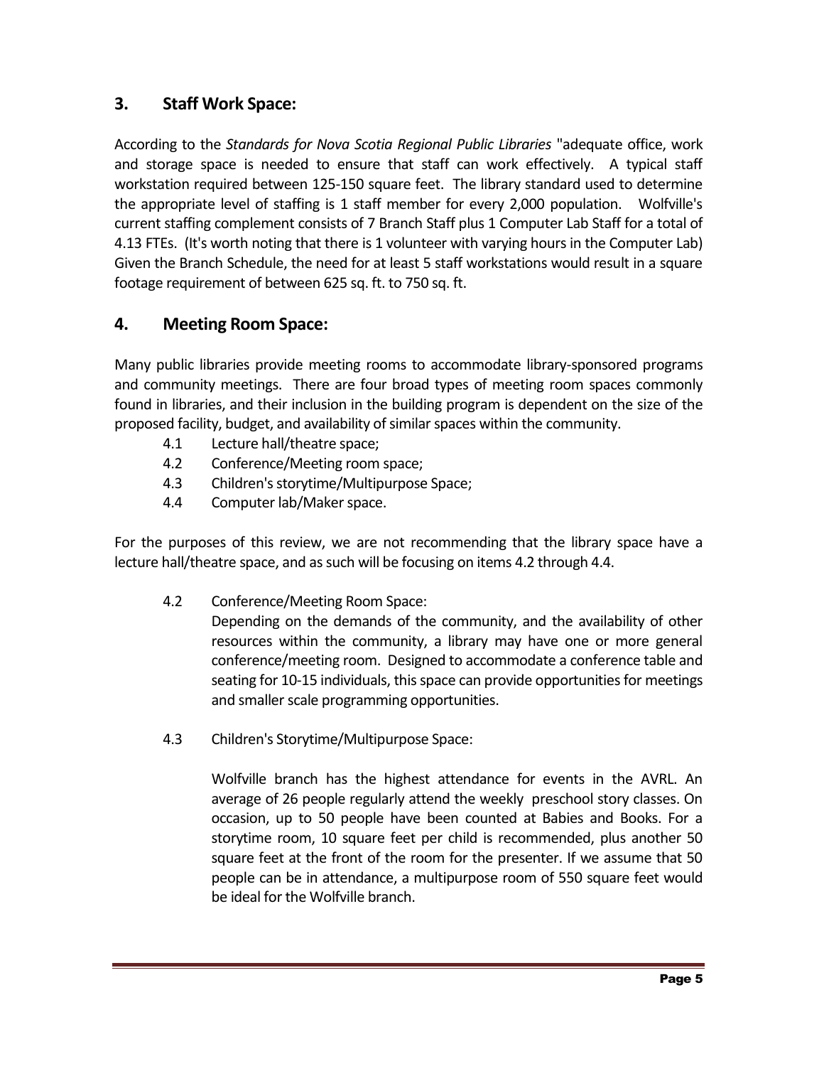## 3. Staff Work Space:

According to the *Standards for Nova Scotia Regional Public Libraries* "adequate office, work and storage space is needed to ensure that staff can work effectively. A typical staff workstation required between 125-150 square feet. The library standard used to determine the appropriate level of staffing is 1 staff member for every 2,000 population. Wolfville's current staffing complement consists of 7 Branch Staff plus 1 Computer Lab Staff for a total of 4.13 FTEs. (It's worth noting that there is 1 volunteer with varying hours in the Computer Lab) Given the Branch Schedule, the need for at least 5 staff workstations would result in a square footage requirement of between 625 sq. ft. to 750 sq. ft.

## 4. Meeting Room Space:

Many public libraries provide meeting rooms to accommodate library-sponsored programs and community meetings. There are four broad types of meeting room spaces commonly found in libraries, and their inclusion in the building program is dependent on the size of the proposed facility, budget, and availability of similar spaces within the community.

- 4.1 Lecture hall/theatre space;
- 4.2 Conference/Meeting room space;
- 4.3 Children's storytime/Multipurpose Space;
- 4.4 Computer lab/Maker space.

For the purposes of this review, we are not recommending that the library space have a lecture hall/theatre space, and as such will be focusing on items 4.2 through 4.4.

4.2 Conference/Meeting Room Space:

Depending on the demands of the community, and the availability of other resources within the community, a library may have one or more general conference/meeting room. Designed to accommodate a conference table and seating for 10-15 individuals, this space can provide opportunities for meetings and smaller scale programming opportunities.

4.3 Children's Storytime/Multipurpose Space:

Wolfville branch has the highest attendance for events in the AVRL. An average of 26 people regularly attend the weekly preschool story classes. On occasion, up to 50 people have been counted at Babies and Books. For a storytime room, 10 square feet per child is recommended, plus another 50 square feet at the front of the room for the presenter. If we assume that 50 people can be in attendance, a multipurpose room of 550 square feet would be ideal for the Wolfville branch.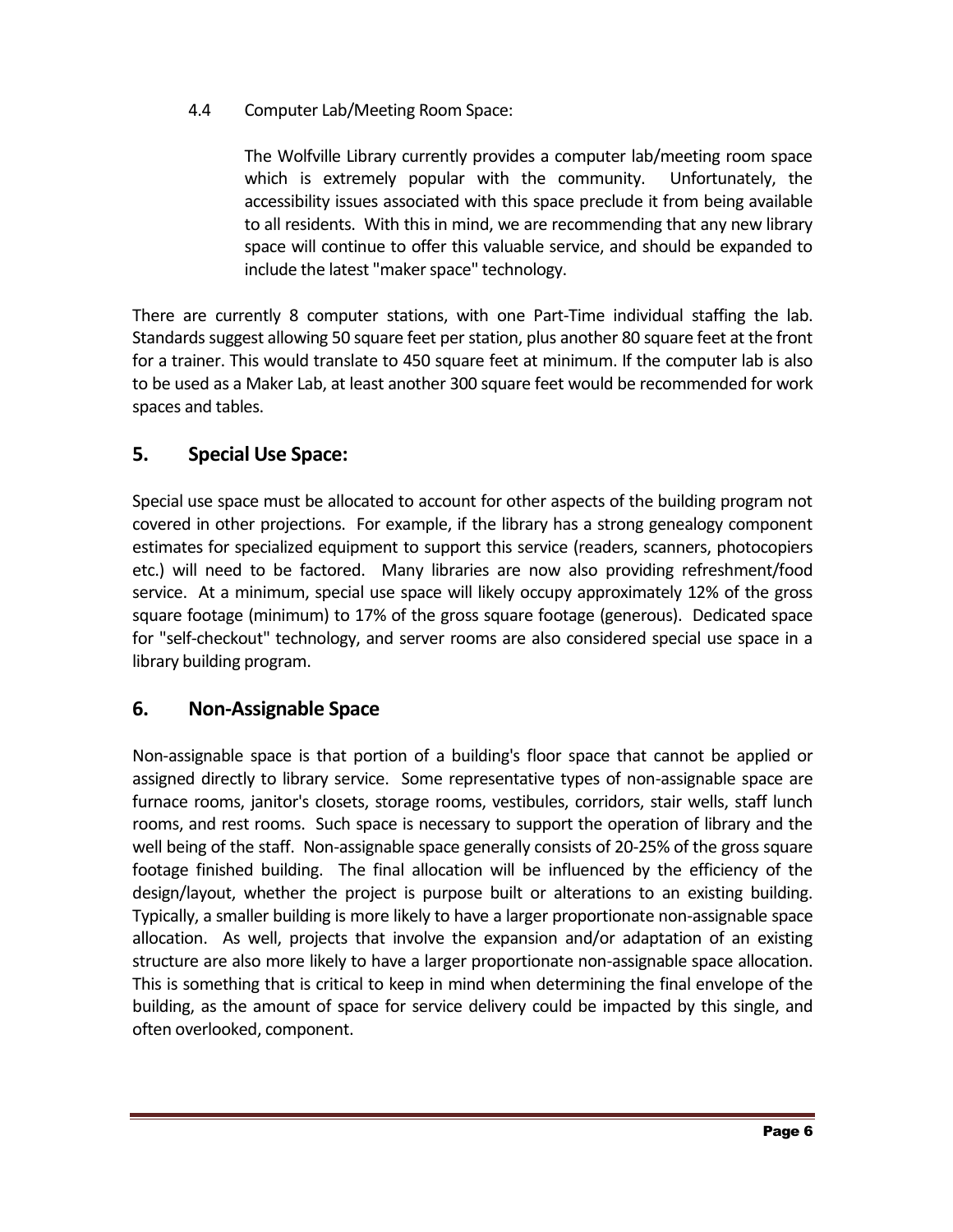### 4.4 Computer Lab/Meeting Room Space:

The Wolfville Library currently provides a computer lab/meeting room space which is extremely popular with the community. Unfortunately, the accessibility issues associated with this space preclude it from being available to all residents. With this in mind, we are recommending that any new library space will continue to offer this valuable service, and should be expanded to include the latest "maker space" technology.

There are currently 8 computer stations, with one Part-Time individual staffing the lab. Standards suggest allowing 50 square feet per station, plus another 80 square feet at the front for a trainer. This would translate to 450 square feet at minimum. If the computer lab is also to be used as a Maker Lab, at least another 300 square feet would be recommended for work spaces and tables.

## 5. Special Use Space:

Special use space must be allocated to account for other aspects of the building program not covered in other projections. For example, if the library has a strong genealogy component estimates for specialized equipment to support this service (readers, scanners, photocopiers etc.) will need to be factored. Many libraries are now also providing refreshment/food service. At a minimum, special use space will likely occupy approximately 12% of the gross square footage (minimum) to 17% of the gross square footage (generous). Dedicated space for "self-checkout" technology, and server rooms are also considered special use space in a library building program.

## 6. Non-Assignable Space

Non-assignable space is that portion of a building's floor space that cannot be applied or assigned directly to library service. Some representative types of non-assignable space are furnace rooms, janitor's closets, storage rooms, vestibules, corridors, stair wells, staff lunch rooms, and rest rooms. Such space is necessary to support the operation of library and the well being of the staff. Non-assignable space generally consists of 20-25% of the gross square footage finished building. The final allocation will be influenced by the efficiency of the design/layout, whether the project is purpose built or alterations to an existing building. Typically, a smaller building is more likely to have a larger proportionate non-assignable space allocation. As well, projects that involve the expansion and/or adaptation of an existing structure are also more likely to have a larger proportionate non-assignable space allocation. This is something that is critical to keep in mind when determining the final envelope of the building, as the amount of space for service delivery could be impacted by this single, and often overlooked, component.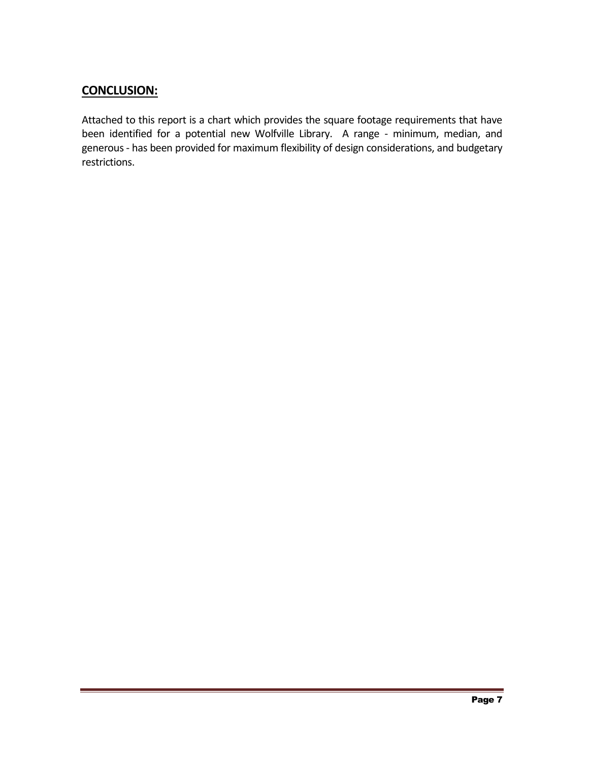## **CONCLUSION:**

Attached to this report is a chart which provides the square footage requirements that have been identified for a potential new Wolfville Library. A range - minimum, median, and generous - has been provided for maximum flexibility of design considerations, and budgetary restrictions.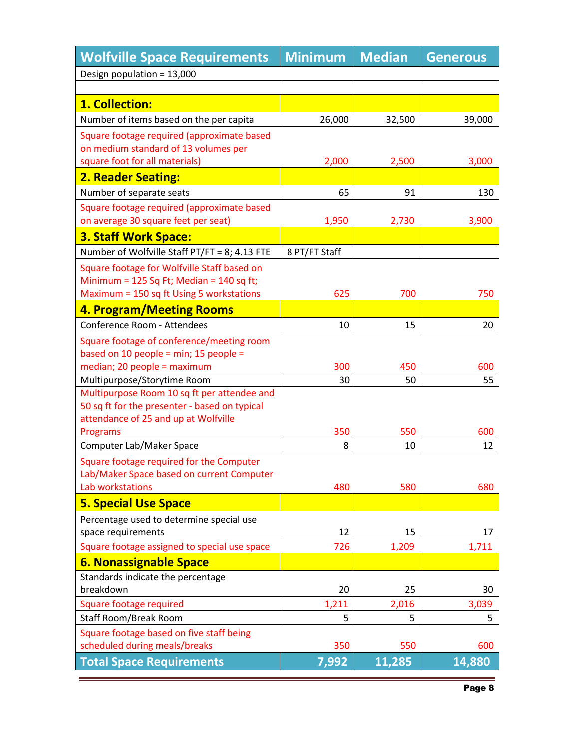| Wolfville Space Requirements | Minimum | Median | Generous |
|---|---|---|---|
| Design population = 13,000 | | | |
| | | | |
| **1. Collection:** | | | |
| Number of items based on the per capita | 26,000 | 32,500 | 39,000 |
| Square footage required (approximate based on medium standard of 13 volumes per square foot for all materials) | 2,000 | 2,500 | 3,000 |
| **2. Reader Seating:** | | | |
| Number of separate seats | 65 | 91 | 130 |
| Square footage required (approximate based on average 30 square feet per seat) | 1,950 | 2,730 | 3,900 |
| **3. Staff Work Space:** | | | |
| Number of Wolfville Staff PT/FT = 8; 4.13 FTE | 8 PT/FT Staff | | |
| Square footage for Wolfville Staff based on Minimum = 125 Sq Ft; Median = 140 sq ft; Maximum = 150 sq ft Using 5 workstations | 625 | 700 | 750 |
| **4. Program/Meeting Rooms** | | | |
| Conference Room - Attendees | 10 | 15 | 20 |
| Square footage of conference/meeting room based on 10 people = min; 15 people = median; 20 people = maximum | 300 | 450 | 600 |
| Multipurpose/Storytime Room | 30 | 50 | 55 |
| Multipurpose Room 10 sq ft per attendee and 50 sq ft for the presenter - based on typical attendance of 25 and up at Wolfville Programs | 350 | 550 | 600 |
| Computer Lab/Maker Space | 8 | 10 | 12 |
| Square footage required for the Computer Lab/Maker Space based on current Computer Lab workstations | 480 | 580 | 680 |
| **5. Special Use Space** | | | |
| Percentage used to determine special use space requirements | 12 | 15 | 17 |
| Square footage assigned to special use space | 726 | 1,209 | 1,711 |
| **6. Nonassignable Space** | | | |
| Standards indicate the percentage breakdown | 20 | 25 | 30 |
| Square footage required | 1,211 | 2,016 | 3,039 |
| Staff Room/Break Room | 5 | 5 | 5 |
| Square footage based on five staff being scheduled during meals/breaks | 350 | 550 | 600 |
| **Total Space Requirements** | **7,992** | **11,285** | **14,880** |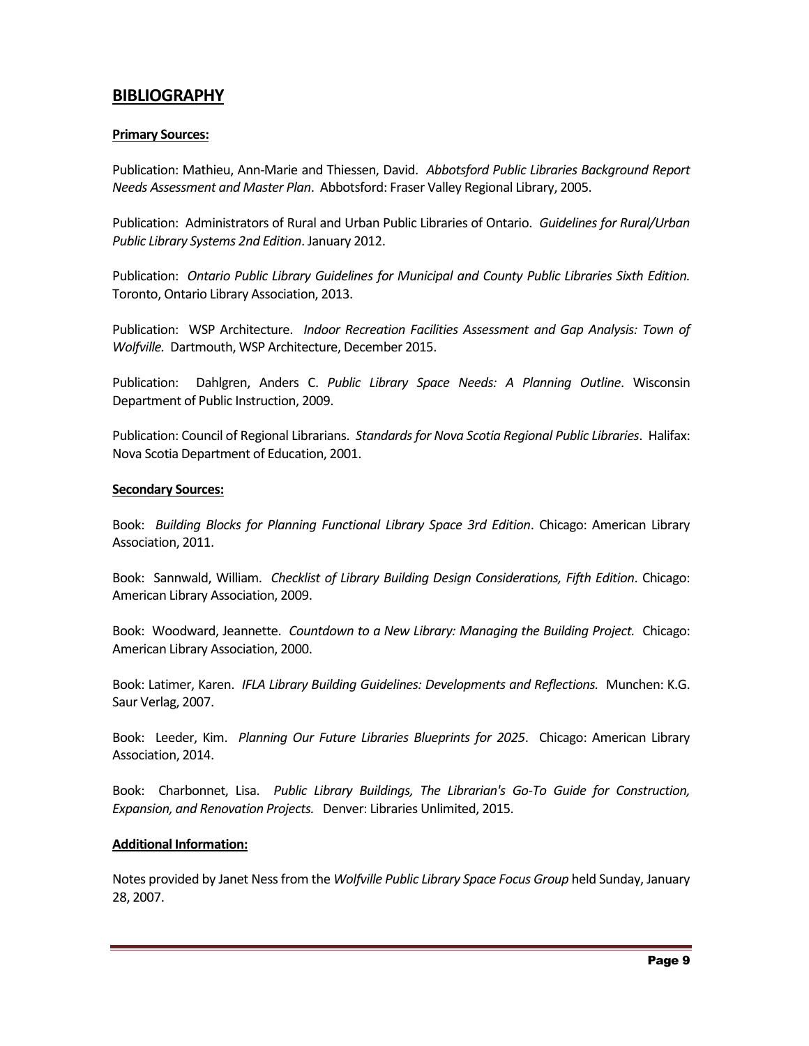# BIBLIOGRAPHY

**Primary Sources:**

Publication: Mathieu, Ann-Marie and Thiessen, David. *Abbotsford Public Libraries Background Report Needs Assessment and Master Plan*. Abbotsford: Fraser Valley Regional Library, 2005.

Publication: Administrators of Rural and Urban Public Libraries of Ontario. *Guidelines for Rural/Urban Public Library Systems 2nd Edition*. January 2012.

Publication: *Ontario Public Library Guidelines for Municipal and County Public Libraries Sixth Edition.* Toronto, Ontario Library Association, 2013.

Publication: WSP Architecture. *Indoor Recreation Facilities Assessment and Gap Analysis: Town of Wolfville.* Dartmouth, WSP Architecture, December 2015.

Publication: Dahlgren, Anders C. *Public Library Space Needs: A Planning Outline*. Wisconsin Department of Public Instruction, 2009.

Publication: Council of Regional Librarians. *Standards for Nova Scotia Regional Public Libraries*. Halifax: Nova Scotia Department of Education, 2001.

**Secondary Sources:**

Book: *Building Blocks for Planning Functional Library Space 3rd Edition*. Chicago: American Library Association, 2011.

Book: Sannwald, William. *Checklist of Library Building Design Considerations, Fifth Edition*. Chicago: American Library Association, 2009.

Book: Woodward, Jeannette. *Countdown to a New Library: Managing the Building Project.* Chicago: American Library Association, 2000.

Book: Latimer, Karen. *IFLA Library Building Guidelines: Developments and Reflections.* Munchen: K.G. Saur Verlag, 2007.

Book: Leeder, Kim. *Planning Our Future Libraries Blueprints for 2025*. Chicago: American Library Association, 2014.

Book: Charbonnet, Lisa. *Public Library Buildings, The Librarian's Go-To Guide for Construction, Expansion, and Renovation Projects.* Denver: Libraries Unlimited, 2015.

**Additional Information:**

Notes provided by Janet Ness from the *Wolfville Public Library Space Focus Group* held Sunday, January 28, 2007.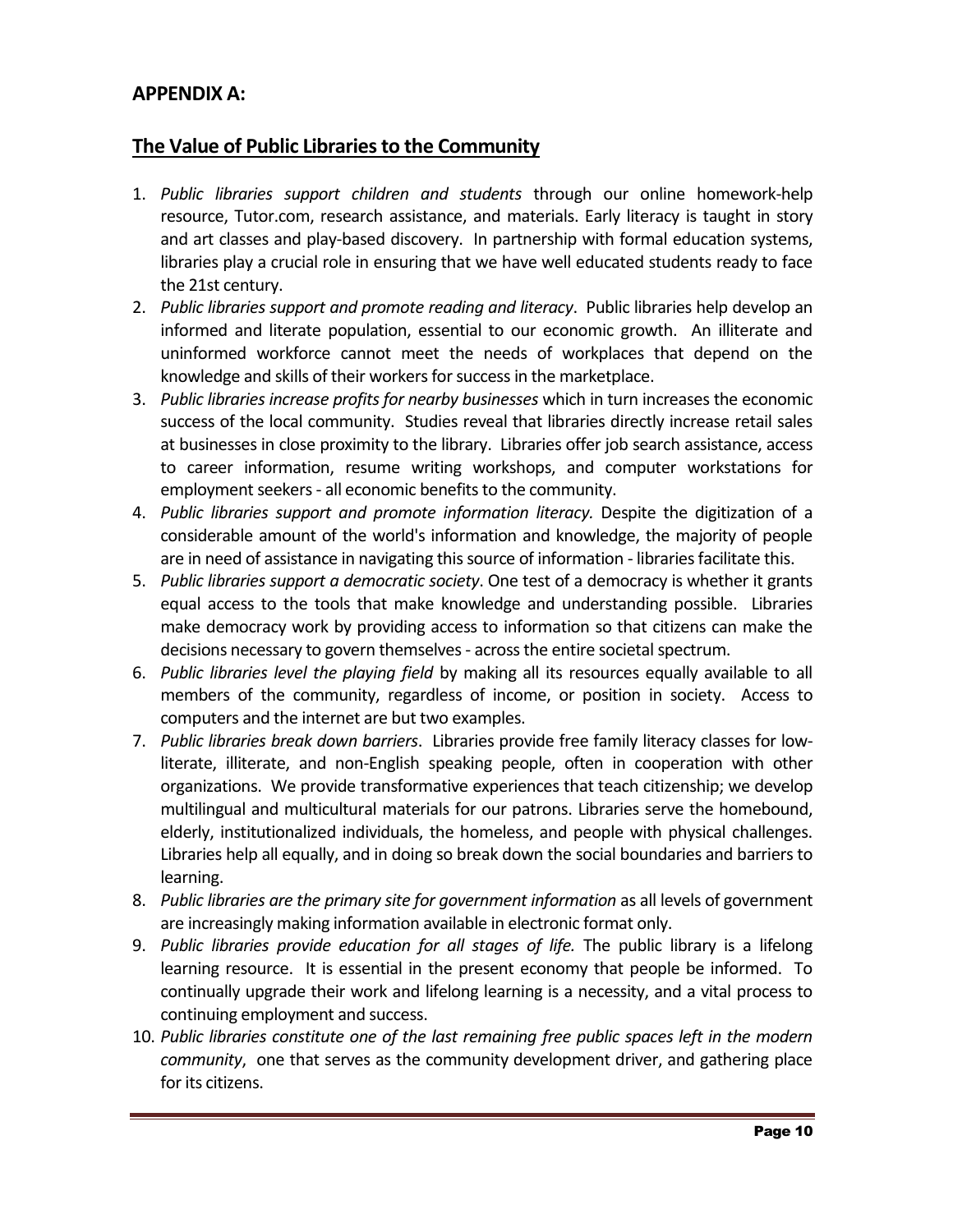## APPENDIX A:

## The Value of Public Libraries to the Community

1. *Public libraries support children and students* through our online homework-help resource, Tutor.com, research assistance, and materials. Early literacy is taught in story and art classes and play-based discovery. In partnership with formal education systems, libraries play a crucial role in ensuring that we have well educated students ready to face the 21st century.
2. *Public libraries support and promote reading and literacy*. Public libraries help develop an informed and literate population, essential to our economic growth. An illiterate and uninformed workforce cannot meet the needs of workplaces that depend on the knowledge and skills of their workers for success in the marketplace.
3. *Public libraries increase profits for nearby businesses* which in turn increases the economic success of the local community. Studies reveal that libraries directly increase retail sales at businesses in close proximity to the library. Libraries offer job search assistance, access to career information, resume writing workshops, and computer workstations for employment seekers - all economic benefits to the community.
4. *Public libraries support and promote information literacy.* Despite the digitization of a considerable amount of the world's information and knowledge, the majority of people are in need of assistance in navigating this source of information - libraries facilitate this.
5. *Public libraries support a democratic society*. One test of a democracy is whether it grants equal access to the tools that make knowledge and understanding possible. Libraries make democracy work by providing access to information so that citizens can make the decisions necessary to govern themselves - across the entire societal spectrum.
6. *Public libraries level the playing field* by making all its resources equally available to all members of the community, regardless of income, or position in society. Access to computers and the internet are but two examples.
7. *Public libraries break down barriers*. Libraries provide free family literacy classes for low-literate, illiterate, and non-English speaking people, often in cooperation with other organizations. We provide transformative experiences that teach citizenship; we develop multilingual and multicultural materials for our patrons. Libraries serve the homebound, elderly, institutionalized individuals, the homeless, and people with physical challenges. Libraries help all equally, and in doing so break down the social boundaries and barriers to learning.
8. *Public libraries are the primary site for government information* as all levels of government are increasingly making information available in electronic format only.
9. *Public libraries provide education for all stages of life.* The public library is a lifelong learning resource. It is essential in the present economy that people be informed. To continually upgrade their work and lifelong learning is a necessity, and a vital process to continuing employment and success.
10. *Public libraries constitute one of the last remaining free public spaces left in the modern community*, one that serves as the community development driver, and gathering place for its citizens.